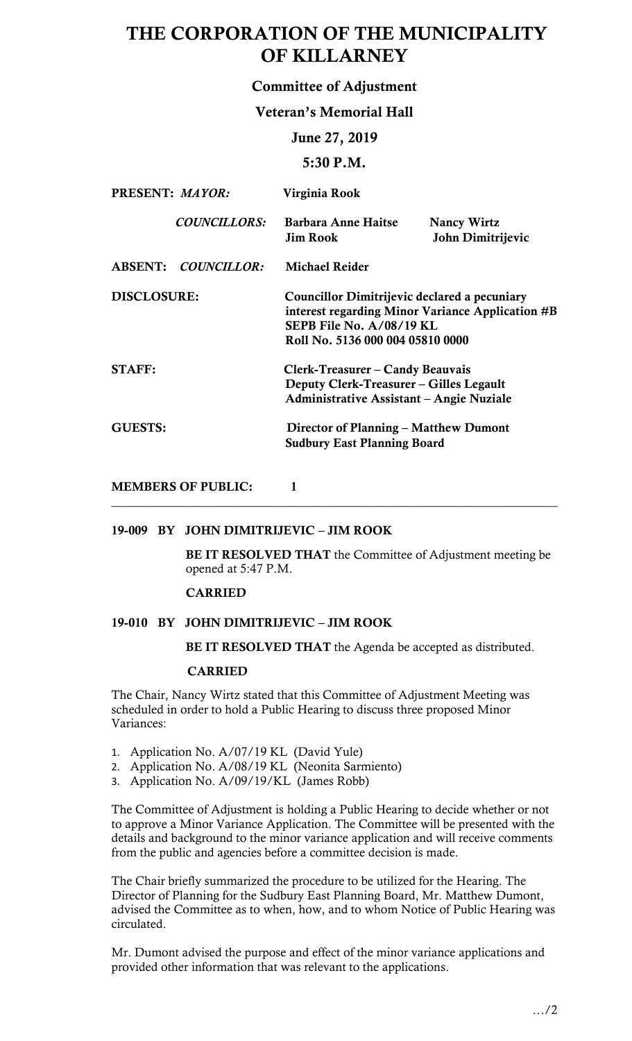# THE CORPORATION OF THE MUNICIPALITY OF KILLARNEY

## Committee of Adjustment

## Veteran's Memorial Hall

## June 27, 2019

## 5:30 P.M.

| | | | |
|---|---|---|---|
| **PRESENT:** | ***MAYOR:*** | **Virginia Rook** | |
| | ***COUNCILLORS:*** | **Barbara Anne Haitse**<br>**Jim Rook** | **Nancy Wirtz**<br>**John Dimitrijevic** |
| **ABSENT:** | ***COUNCILLOR:*** | **Michael Reider** | |

**DISCLOSURE:** **Councillor Dimitrijevic declared a pecuniary interest regarding Minor Variance Application #B SEPB File No. A/08/19 KL Roll No. 5136 000 004 05810 0000**

**STAFF:** **Clerk-Treasurer – Candy Beauvais**
**Deputy Clerk-Treasurer – Gilles Legault**
**Administrative Assistant – Angie Nuziale**

**GUESTS:** **Director of Planning – Matthew Dumont**
**Sudbury East Planning Board**

**MEMBERS OF PUBLIC:** **1**

---

**19-009 BY JOHN DIMITRIJEVIC – JIM ROOK**

**BE IT RESOLVED THAT** the Committee of Adjustment meeting be opened at 5:47 P.M.

**CARRIED**

**19-010 BY JOHN DIMITRIJEVIC – JIM ROOK**

**BE IT RESOLVED THAT** the Agenda be accepted as distributed.

**CARRIED**

The Chair, Nancy Wirtz stated that this Committee of Adjustment Meeting was scheduled in order to hold a Public Hearing to discuss three proposed Minor Variances:

1. Application No. A/07/19 KL (David Yule)
2. Application No. A/08/19 KL (Neonita Sarmiento)
3. Application No. A/09/19/KL (James Robb)

The Committee of Adjustment is holding a Public Hearing to decide whether or not to approve a Minor Variance Application. The Committee will be presented with the details and background to the minor variance application and will receive comments from the public and agencies before a committee decision is made.

The Chair briefly summarized the procedure to be utilized for the Hearing. The Director of Planning for the Sudbury East Planning Board, Mr. Matthew Dumont, advised the Committee as to when, how, and to whom Notice of Public Hearing was circulated.

Mr. Dumont advised the purpose and effect of the minor variance applications and provided other information that was relevant to the applications.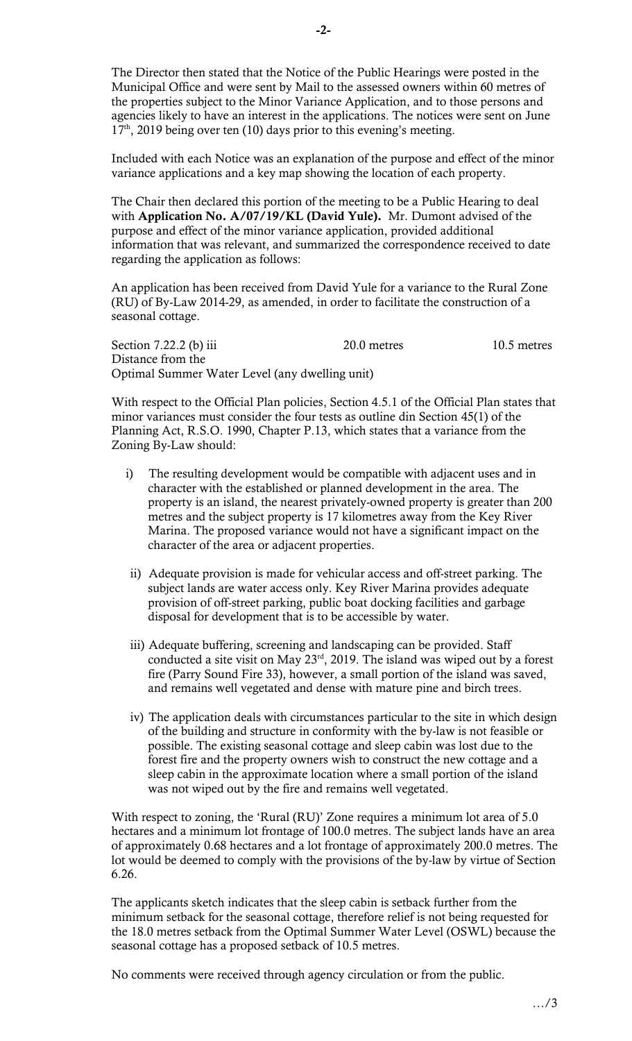The Director then stated that the Notice of the Public Hearings were posted in the Municipal Office and were sent by Mail to the assessed owners within 60 metres of the properties subject to the Minor Variance Application, and to those persons and agencies likely to have an interest in the applications. The notices were sent on June 17th, 2019 being over ten (10) days prior to this evening's meeting.

Included with each Notice was an explanation of the purpose and effect of the minor variance applications and a key map showing the location of each property.

The Chair then declared this portion of the meeting to be a Public Hearing to deal with **Application No. A/07/19/KL (David Yule).** Mr. Dumont advised of the purpose and effect of the minor variance application, provided additional information that was relevant, and summarized the correspondence received to date regarding the application as follows:

An application has been received from David Yule for a variance to the Rural Zone (RU) of By-Law 2014-29, as amended, in order to facilitate the construction of a seasonal cottage.

| | | |
|---|---|---|
| Section 7.22.2 (b) iii Distance from the Optimal Summer Water Level (any dwelling unit) | 20.0 metres | 10.5 metres |

With respect to the Official Plan policies, Section 4.5.1 of the Official Plan states that minor variances must consider the four tests as outline din Section 45(1) of the Planning Act, R.S.O. 1990, Chapter P.13, which states that a variance from the Zoning By-Law should:

i) The resulting development would be compatible with adjacent uses and in character with the established or planned development in the area. The property is an island, the nearest privately-owned property is greater than 200 metres and the subject property is 17 kilometres away from the Key River Marina. The proposed variance would not have a significant impact on the character of the area or adjacent properties.

ii) Adequate provision is made for vehicular access and off-street parking. The subject lands are water access only. Key River Marina provides adequate provision of off-street parking, public boat docking facilities and garbage disposal for development that is to be accessible by water.

iii) Adequate buffering, screening and landscaping can be provided. Staff conducted a site visit on May 23rd, 2019. The island was wiped out by a forest fire (Parry Sound Fire 33), however, a small portion of the island was saved, and remains well vegetated and dense with mature pine and birch trees.

iv) The application deals with circumstances particular to the site in which design of the building and structure in conformity with the by-law is not feasible or possible. The existing seasonal cottage and sleep cabin was lost due to the forest fire and the property owners wish to construct the new cottage and a sleep cabin in the approximate location where a small portion of the island was not wiped out by the fire and remains well vegetated.

With respect to zoning, the 'Rural (RU)' Zone requires a minimum lot area of 5.0 hectares and a minimum lot frontage of 100.0 metres. The subject lands have an area of approximately 0.68 hectares and a lot frontage of approximately 200.0 metres. The lot would be deemed to comply with the provisions of the by-law by virtue of Section 6.26.

The applicants sketch indicates that the sleep cabin is setback further from the minimum setback for the seasonal cottage, therefore relief is not being requested for the 18.0 metres setback from the Optimal Summer Water Level (OSWL) because the seasonal cottage has a proposed setback of 10.5 metres.

No comments were received through agency circulation or from the public.

…/3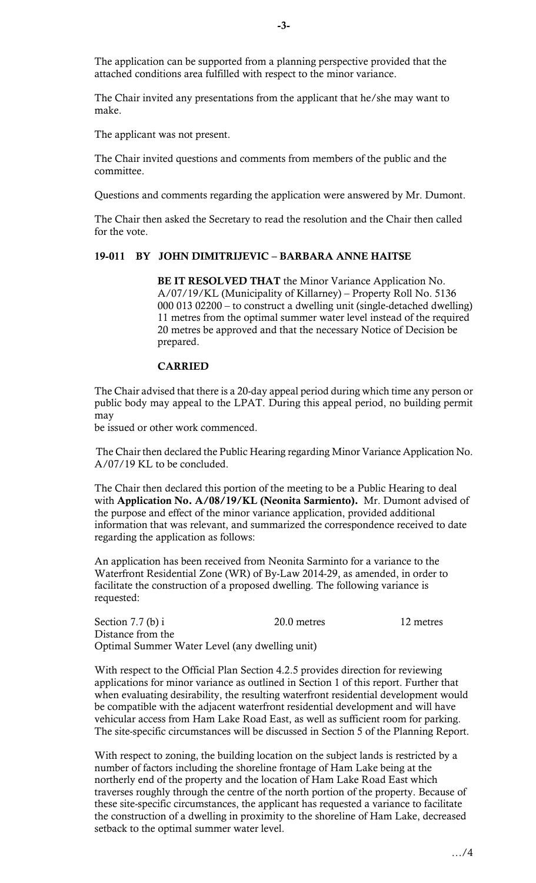The application can be supported from a planning perspective provided that the attached conditions area fulfilled with respect to the minor variance.

The Chair invited any presentations from the applicant that he/she may want to make.

The applicant was not present.

The Chair invited questions and comments from members of the public and the committee.

Questions and comments regarding the application were answered by Mr. Dumont.

The Chair then asked the Secretary to read the resolution and the Chair then called for the vote.

**19-011 BY JOHN DIMITRIJEVIC – BARBARA ANNE HAITSE**

> **BE IT RESOLVED THAT** the Minor Variance Application No. A/07/19/KL (Municipality of Killarney) – Property Roll No. 5136 000 013 02200 – to construct a dwelling unit (single-detached dwelling) 11 metres from the optimal summer water level instead of the required 20 metres be approved and that the necessary Notice of Decision be prepared.
>
> **CARRIED**

The Chair advised that there is a 20-day appeal period during which time any person or public body may appeal to the LPAT. During this appeal period, no building permit may be issued or other work commenced.

The Chair then declared the Public Hearing regarding Minor Variance Application No. A/07/19 KL to be concluded.

The Chair then declared this portion of the meeting to be a Public Hearing to deal with **Application No. A/08/19/KL (Neonita Sarmiento).** Mr. Dumont advised of the purpose and effect of the minor variance application, provided additional information that was relevant, and summarized the correspondence received to date regarding the application as follows:

An application has been received from Neonita Sarminto for a variance to the Waterfront Residential Zone (WR) of By-Law 2014-29, as amended, in order to facilitate the construction of a proposed dwelling. The following variance is requested:

| | | |
|---|---|---|
| Section 7.7 (b) i Distance from the Optimal Summer Water Level (any dwelling unit) | 20.0 metres | 12 metres |

With respect to the Official Plan Section 4.2.5 provides direction for reviewing applications for minor variance as outlined in Section 1 of this report. Further that when evaluating desirability, the resulting waterfront residential development would be compatible with the adjacent waterfront residential development and will have vehicular access from Ham Lake Road East, as well as sufficient room for parking. The site-specific circumstances will be discussed in Section 5 of the Planning Report.

With respect to zoning, the building location on the subject lands is restricted by a number of factors including the shoreline frontage of Ham Lake being at the northerly end of the property and the location of Ham Lake Road East which traverses roughly through the centre of the north portion of the property. Because of these site-specific circumstances, the applicant has requested a variance to facilitate the construction of a dwelling in proximity to the shoreline of Ham Lake, decreased setback to the optimal summer water level.

…/4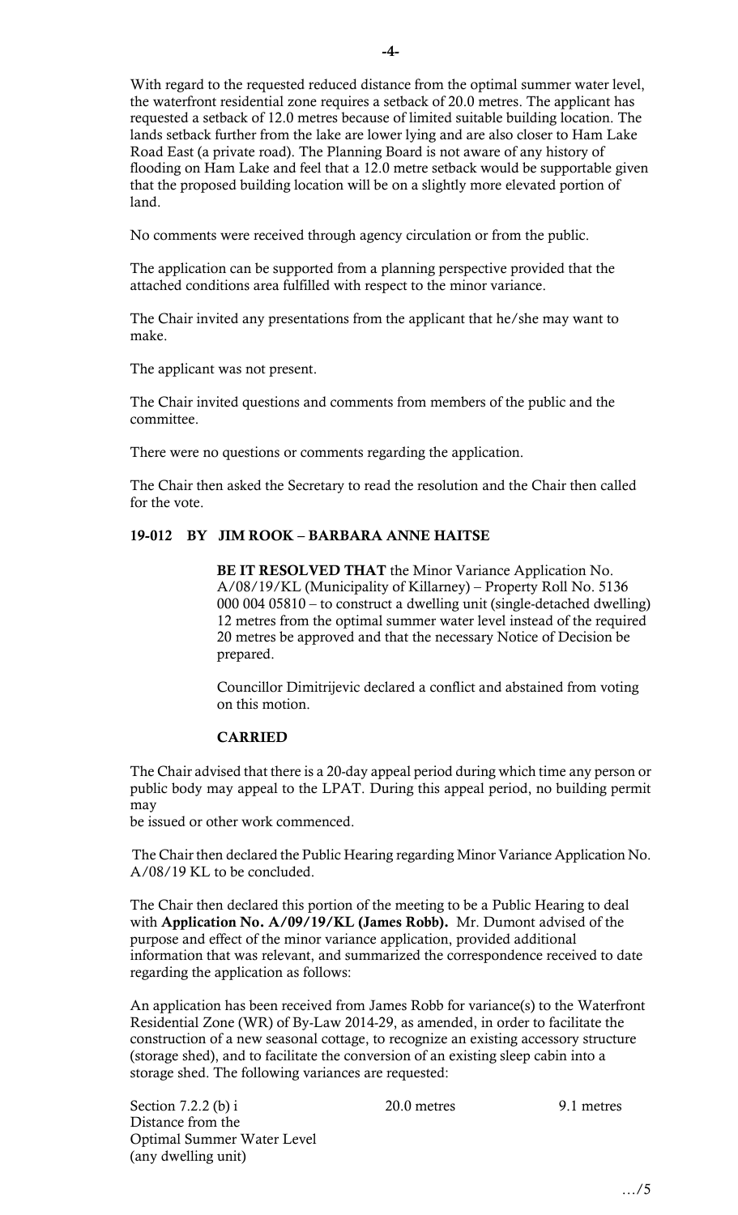With regard to the requested reduced distance from the optimal summer water level, the waterfront residential zone requires a setback of 20.0 metres. The applicant has requested a setback of 12.0 metres because of limited suitable building location. The lands setback further from the lake are lower lying and are also closer to Ham Lake Road East (a private road). The Planning Board is not aware of any history of flooding on Ham Lake and feel that a 12.0 metre setback would be supportable given that the proposed building location will be on a slightly more elevated portion of land.

No comments were received through agency circulation or from the public.

The application can be supported from a planning perspective provided that the attached conditions area fulfilled with respect to the minor variance.

The Chair invited any presentations from the applicant that he/she may want to make.

The applicant was not present.

The Chair invited questions and comments from members of the public and the committee.

There were no questions or comments regarding the application.

The Chair then asked the Secretary to read the resolution and the Chair then called for the vote.

**19-012 BY JIM ROOK – BARBARA ANNE HAITSE**

> **BE IT RESOLVED THAT** the Minor Variance Application No. A/08/19/KL (Municipality of Killarney) – Property Roll No. 5136 000 004 05810 – to construct a dwelling unit (single-detached dwelling) 12 metres from the optimal summer water level instead of the required 20 metres be approved and that the necessary Notice of Decision be prepared.
>
> Councillor Dimitrijevic declared a conflict and abstained from voting on this motion.
>
> **CARRIED**

The Chair advised that there is a 20-day appeal period during which time any person or public body may appeal to the LPAT. During this appeal period, no building permit may be issued or other work commenced.

The Chair then declared the Public Hearing regarding Minor Variance Application No. A/08/19 KL to be concluded.

The Chair then declared this portion of the meeting to be a Public Hearing to deal with **Application No. A/09/19/KL (James Robb).** Mr. Dumont advised of the purpose and effect of the minor variance application, provided additional information that was relevant, and summarized the correspondence received to date regarding the application as follows:

An application has been received from James Robb for variance(s) to the Waterfront Residential Zone (WR) of By-Law 2014-29, as amended, in order to facilitate the construction of a new seasonal cottage, to recognize an existing accessory structure (storage shed), and to facilitate the conversion of an existing sleep cabin into a storage shed. The following variances are requested:

| | | |
|---|---|---|
| Section 7.2.2 (b) i Distance from the Optimal Summer Water Level (any dwelling unit) | 20.0 metres | 9.1 metres |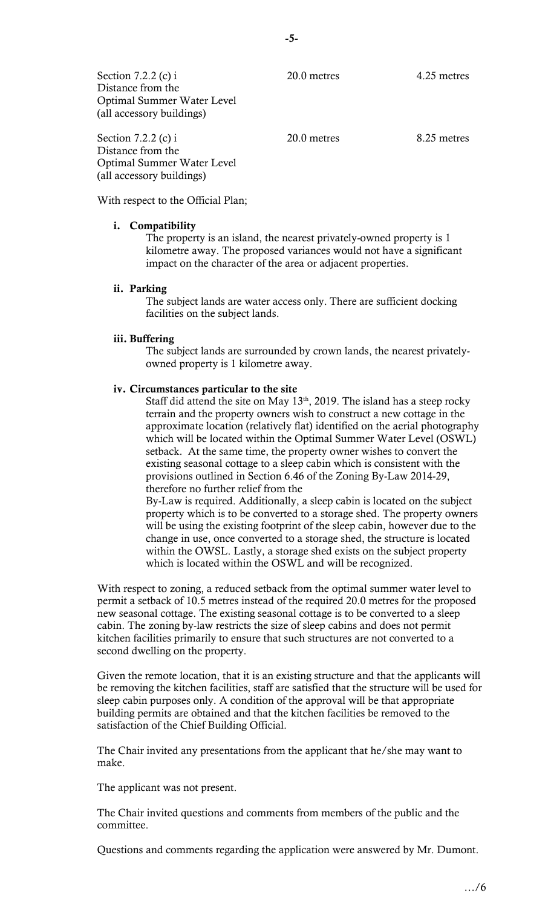| | | |
|---|---|---|
| Section 7.2.2 (c) i<br>Distance from the<br>Optimal Summer Water Level<br>(all accessory buildings) | 20.0 metres | 4.25 metres |
| Section 7.2.2 (c) i<br>Distance from the<br>Optimal Summer Water Level<br>(all accessory buildings) | 20.0 metres | 8.25 metres |

With respect to the Official Plan;

**i. Compatibility**

The property is an island, the nearest privately-owned property is 1 kilometre away. The proposed variances would not have a significant impact on the character of the area or adjacent properties.

**ii. Parking**

The subject lands are water access only. There are sufficient docking facilities on the subject lands.

**iii. Buffering**

The subject lands are surrounded by crown lands, the nearest privately-owned property is 1 kilometre away.

**iv. Circumstances particular to the site**

Staff did attend the site on May 13th, 2019. The island has a steep rocky terrain and the property owners wish to construct a new cottage in the approximate location (relatively flat) identified on the aerial photography which will be located within the Optimal Summer Water Level (OSWL) setback. At the same time, the property owner wishes to convert the existing seasonal cottage to a sleep cabin which is consistent with the provisions outlined in Section 6.46 of the Zoning By-Law 2014-29, therefore no further relief from the By-Law is required. Additionally, a sleep cabin is located on the subject property which is to be converted to a storage shed. The property owners will be using the existing footprint of the sleep cabin, however due to the change in use, once converted to a storage shed, the structure is located within the OWSL. Lastly, a storage shed exists on the subject property which is located within the OSWL and will be recognized.

With respect to zoning, a reduced setback from the optimal summer water level to permit a setback of 10.5 metres instead of the required 20.0 metres for the proposed new seasonal cottage. The existing seasonal cottage is to be converted to a sleep cabin. The zoning by-law restricts the size of sleep cabins and does not permit kitchen facilities primarily to ensure that such structures are not converted to a second dwelling on the property.

Given the remote location, that it is an existing structure and that the applicants will be removing the kitchen facilities, staff are satisfied that the structure will be used for sleep cabin purposes only. A condition of the approval will be that appropriate building permits are obtained and that the kitchen facilities be removed to the satisfaction of the Chief Building Official.

The Chair invited any presentations from the applicant that he/she may want to make.

The applicant was not present.

The Chair invited questions and comments from members of the public and the committee.

Questions and comments regarding the application were answered by Mr. Dumont.

…/6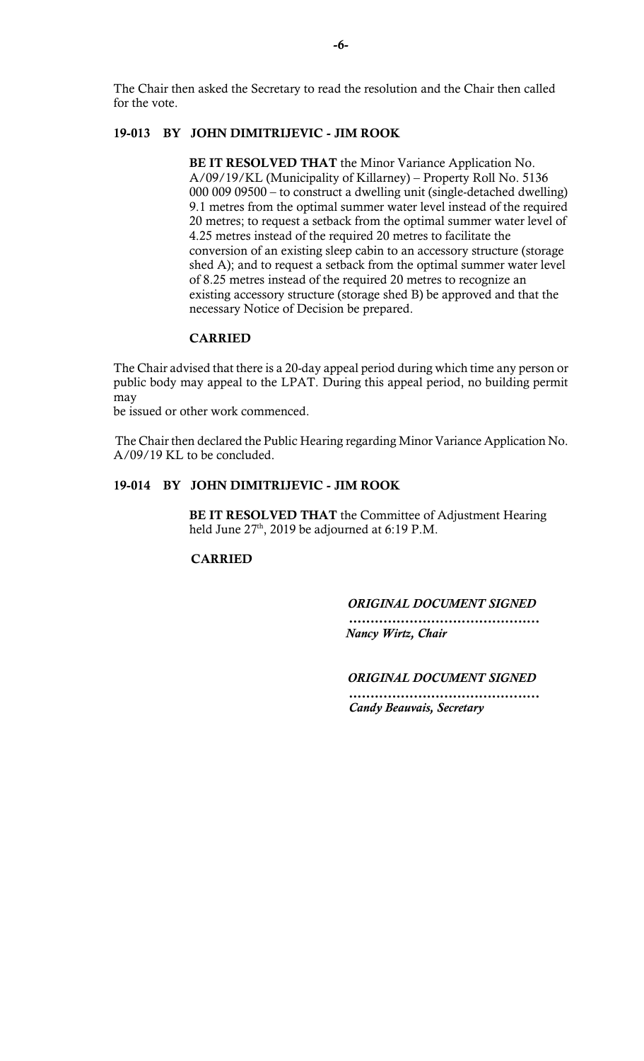The Chair then asked the Secretary to read the resolution and the Chair then called for the vote.

**19-013 BY JOHN DIMITRIJEVIC - JIM ROOK**

**BE IT RESOLVED THAT** the Minor Variance Application No. A/09/19/KL (Municipality of Killarney) – Property Roll No. 5136 000 009 09500 – to construct a dwelling unit (single-detached dwelling) 9.1 metres from the optimal summer water level instead of the required 20 metres; to request a setback from the optimal summer water level of 4.25 metres instead of the required 20 metres to facilitate the conversion of an existing sleep cabin to an accessory structure (storage shed A); and to request a setback from the optimal summer water level of 8.25 metres instead of the required 20 metres to recognize an existing accessory structure (storage shed B) be approved and that the necessary Notice of Decision be prepared.

**CARRIED**

The Chair advised that there is a 20-day appeal period during which time any person or public body may appeal to the LPAT. During this appeal period, no building permit may
be issued or other work commenced.

The Chair then declared the Public Hearing regarding Minor Variance Application No. A/09/19 KL to be concluded.

**19-014 BY JOHN DIMITRIJEVIC - JIM ROOK**

**BE IT RESOLVED THAT** the Committee of Adjustment Hearing held June 27th, 2019 be adjourned at 6:19 P.M.

**CARRIED**

***ORIGINAL DOCUMENT SIGNED***

………………………………………
*Nancy Wirtz, Chair*

***ORIGINAL DOCUMENT SIGNED***

………………………………………
*Candy Beauvais, Secretary*